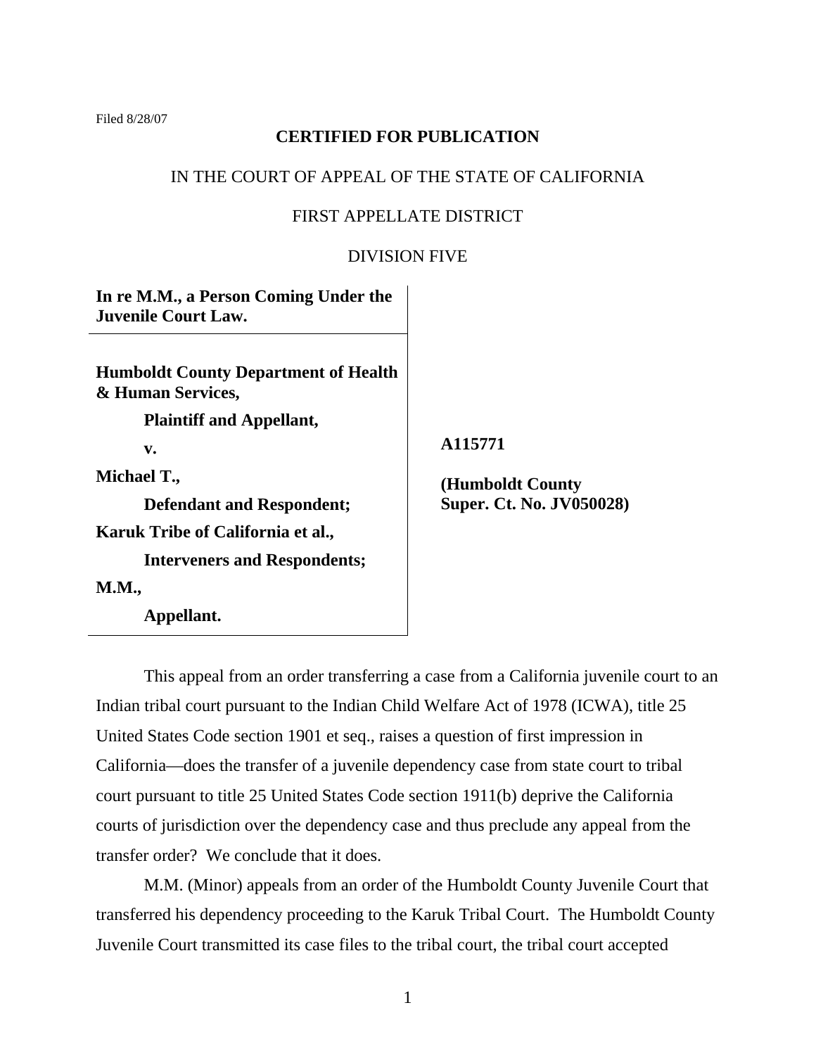Filed 8/28/07

**CERTIFIED FOR PUBLICATION**

IN THE COURT OF APPEAL OF THE STATE OF CALIFORNIA

FIRST APPELLATE DISTRICT

DIVISION FIVE

**In re M.M., a Person Coming Under the Juvenile Court Law.**

**Humboldt County Department of Health & Human Services,**

**Plaintiff and Appellant,**

**v.**

**Michael T.,**

**Defendant and Respondent;**

**Karuk Tribe of California et al.,**

**Interveners and Respondents;**

**M.M.,**

**Appellant.**

**A115771**

**(Humboldt County Super. Ct. No. JV050028)**

This appeal from an order transferring a case from a California juvenile court to an Indian tribal court pursuant to the Indian Child Welfare Act of 1978 (ICWA), title 25 United States Code section 1901 et seq., raises a question of first impression in California—does the transfer of a juvenile dependency case from state court to tribal court pursuant to title 25 United States Code section 1911(b) deprive the California courts of jurisdiction over the dependency case and thus preclude any appeal from the transfer order? We conclude that it does.

M.M. (Minor) appeals from an order of the Humboldt County Juvenile Court that transferred his dependency proceeding to the Karuk Tribal Court. The Humboldt County Juvenile Court transmitted its case files to the tribal court, the tribal court accepted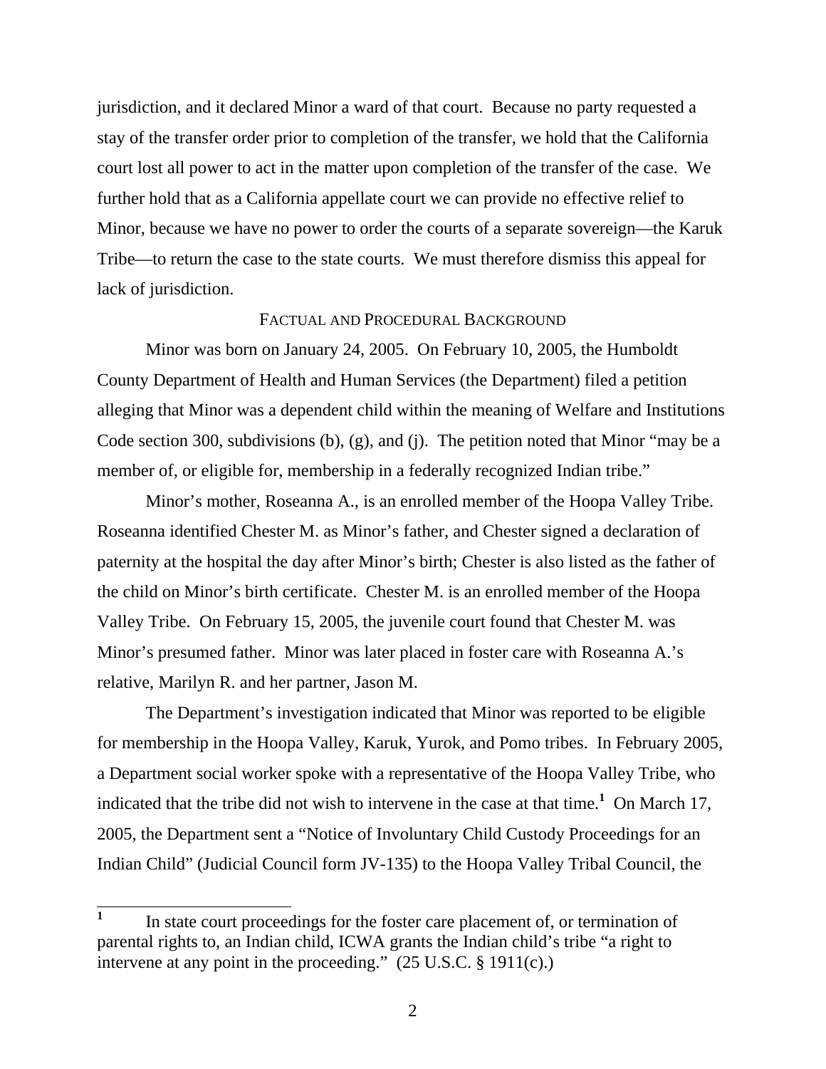jurisdiction, and it declared Minor a ward of that court. Because no party requested a stay of the transfer order prior to completion of the transfer, we hold that the California court lost all power to act in the matter upon completion of the transfer of the case. We further hold that as a California appellate court we can provide no effective relief to Minor, because we have no power to order the courts of a separate sovereign—the Karuk Tribe—to return the case to the state courts. We must therefore dismiss this appeal for lack of jurisdiction.

## FACTUAL AND PROCEDURAL BACKGROUND

Minor was born on January 24, 2005. On February 10, 2005, the Humboldt County Department of Health and Human Services (the Department) filed a petition alleging that Minor was a dependent child within the meaning of Welfare and Institutions Code section 300, subdivisions (b), (g), and (j). The petition noted that Minor "may be a member of, or eligible for, membership in a federally recognized Indian tribe."

Minor's mother, Roseanna A., is an enrolled member of the Hoopa Valley Tribe. Roseanna identified Chester M. as Minor's father, and Chester signed a declaration of paternity at the hospital the day after Minor's birth; Chester is also listed as the father of the child on Minor's birth certificate. Chester M. is an enrolled member of the Hoopa Valley Tribe. On February 15, 2005, the juvenile court found that Chester M. was Minor's presumed father. Minor was later placed in foster care with Roseanna A.'s relative, Marilyn R. and her partner, Jason M.

The Department's investigation indicated that Minor was reported to be eligible for membership in the Hoopa Valley, Karuk, Yurok, and Pomo tribes. In February 2005, a Department social worker spoke with a representative of the Hoopa Valley Tribe, who indicated that the tribe did not wish to intervene in the case at that time.[1] On March 17, 2005, the Department sent a "Notice of Involuntary Child Custody Proceedings for an Indian Child" (Judicial Council form JV-135) to the Hoopa Valley Tribal Council, the

[1] In state court proceedings for the foster care placement of, or termination of parental rights to, an Indian child, ICWA grants the Indian child's tribe "a right to intervene at any point in the proceeding." (25 U.S.C. § 1911(c).)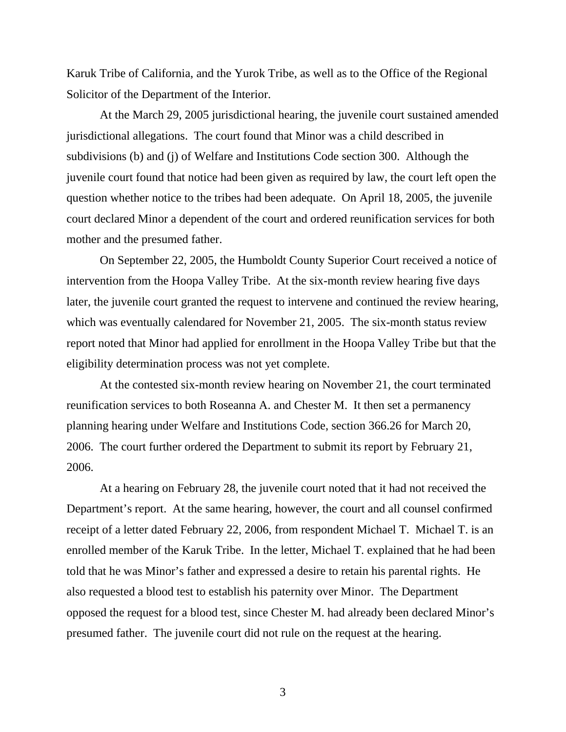Karuk Tribe of California, and the Yurok Tribe, as well as to the Office of the Regional Solicitor of the Department of the Interior.

At the March 29, 2005 jurisdictional hearing, the juvenile court sustained amended jurisdictional allegations. The court found that Minor was a child described in subdivisions (b) and (j) of Welfare and Institutions Code section 300. Although the juvenile court found that notice had been given as required by law, the court left open the question whether notice to the tribes had been adequate. On April 18, 2005, the juvenile court declared Minor a dependent of the court and ordered reunification services for both mother and the presumed father.

On September 22, 2005, the Humboldt County Superior Court received a notice of intervention from the Hoopa Valley Tribe. At the six-month review hearing five days later, the juvenile court granted the request to intervene and continued the review hearing, which was eventually calendared for November 21, 2005. The six-month status review report noted that Minor had applied for enrollment in the Hoopa Valley Tribe but that the eligibility determination process was not yet complete.

At the contested six-month review hearing on November 21, the court terminated reunification services to both Roseanna A. and Chester M. It then set a permanency planning hearing under Welfare and Institutions Code, section 366.26 for March 20, 2006. The court further ordered the Department to submit its report by February 21, 2006.

At a hearing on February 28, the juvenile court noted that it had not received the Department's report. At the same hearing, however, the court and all counsel confirmed receipt of a letter dated February 22, 2006, from respondent Michael T. Michael T. is an enrolled member of the Karuk Tribe. In the letter, Michael T. explained that he had been told that he was Minor's father and expressed a desire to retain his parental rights. He also requested a blood test to establish his paternity over Minor. The Department opposed the request for a blood test, since Chester M. had already been declared Minor's presumed father. The juvenile court did not rule on the request at the hearing.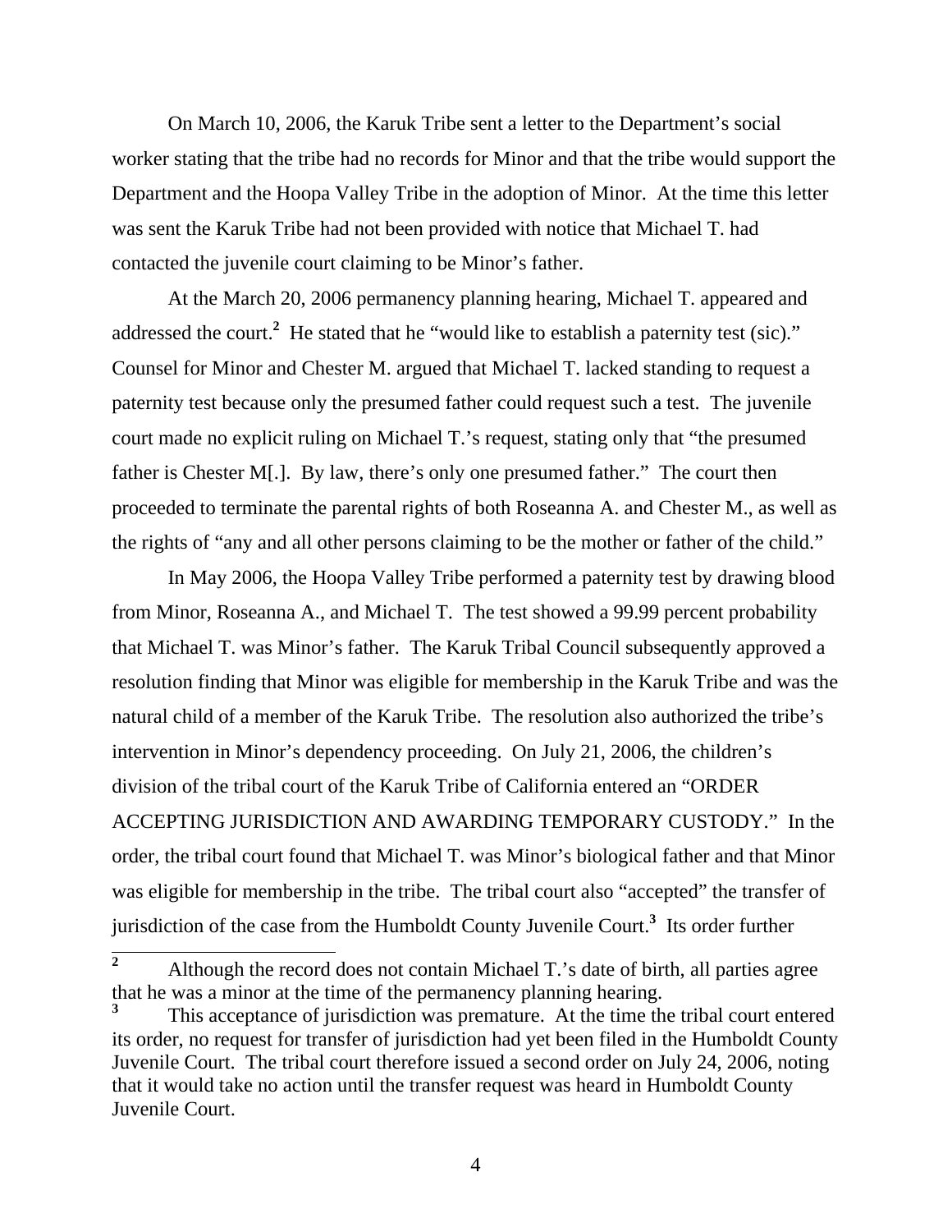On March 10, 2006, the Karuk Tribe sent a letter to the Department's social worker stating that the tribe had no records for Minor and that the tribe would support the Department and the Hoopa Valley Tribe in the adoption of Minor. At the time this letter was sent the Karuk Tribe had not been provided with notice that Michael T. had contacted the juvenile court claiming to be Minor's father.

At the March 20, 2006 permanency planning hearing, Michael T. appeared and addressed the court.[2] He stated that he "would like to establish a paternity test (sic)." Counsel for Minor and Chester M. argued that Michael T. lacked standing to request a paternity test because only the presumed father could request such a test. The juvenile court made no explicit ruling on Michael T.'s request, stating only that "the presumed father is Chester M[.]. By law, there's only one presumed father." The court then proceeded to terminate the parental rights of both Roseanna A. and Chester M., as well as the rights of "any and all other persons claiming to be the mother or father of the child."

In May 2006, the Hoopa Valley Tribe performed a paternity test by drawing blood from Minor, Roseanna A., and Michael T. The test showed a 99.99 percent probability that Michael T. was Minor's father. The Karuk Tribal Council subsequently approved a resolution finding that Minor was eligible for membership in the Karuk Tribe and was the natural child of a member of the Karuk Tribe. The resolution also authorized the tribe's intervention in Minor's dependency proceeding. On July 21, 2006, the children's division of the tribal court of the Karuk Tribe of California entered an "ORDER ACCEPTING JURISDICTION AND AWARDING TEMPORARY CUSTODY." In the order, the tribal court found that Michael T. was Minor's biological father and that Minor was eligible for membership in the tribe. The tribal court also "accepted" the transfer of jurisdiction of the case from the Humboldt County Juvenile Court.[3] Its order further

---

[2] Although the record does not contain Michael T.'s date of birth, all parties agree that he was a minor at the time of the permanency planning hearing.

[3] This acceptance of jurisdiction was premature. At the time the tribal court entered its order, no request for transfer of jurisdiction had yet been filed in the Humboldt County Juvenile Court. The tribal court therefore issued a second order on July 24, 2006, noting that it would take no action until the transfer request was heard in Humboldt County Juvenile Court.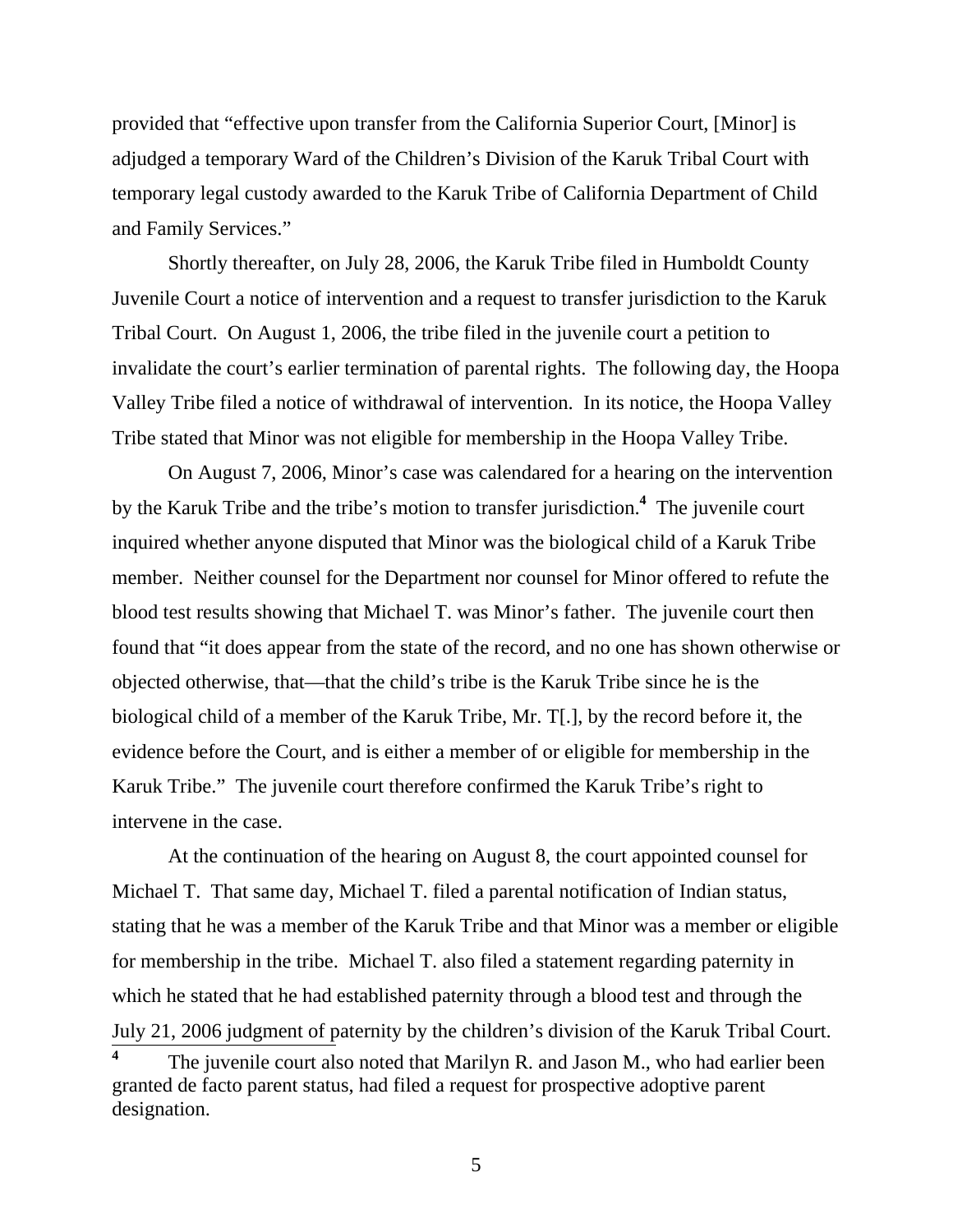provided that "effective upon transfer from the California Superior Court, [Minor] is adjudged a temporary Ward of the Children's Division of the Karuk Tribal Court with temporary legal custody awarded to the Karuk Tribe of California Department of Child and Family Services."

Shortly thereafter, on July 28, 2006, the Karuk Tribe filed in Humboldt County Juvenile Court a notice of intervention and a request to transfer jurisdiction to the Karuk Tribal Court. On August 1, 2006, the tribe filed in the juvenile court a petition to invalidate the court's earlier termination of parental rights. The following day, the Hoopa Valley Tribe filed a notice of withdrawal of intervention. In its notice, the Hoopa Valley Tribe stated that Minor was not eligible for membership in the Hoopa Valley Tribe.

On August 7, 2006, Minor's case was calendared for a hearing on the intervention by the Karuk Tribe and the tribe's motion to transfer jurisdiction.[4] The juvenile court inquired whether anyone disputed that Minor was the biological child of a Karuk Tribe member. Neither counsel for the Department nor counsel for Minor offered to refute the blood test results showing that Michael T. was Minor's father. The juvenile court then found that "it does appear from the state of the record, and no one has shown otherwise or objected otherwise, that—that the child's tribe is the Karuk Tribe since he is the biological child of a member of the Karuk Tribe, Mr. T[.], by the record before it, the evidence before the Court, and is either a member of or eligible for membership in the Karuk Tribe." The juvenile court therefore confirmed the Karuk Tribe's right to intervene in the case.

At the continuation of the hearing on August 8, the court appointed counsel for Michael T. That same day, Michael T. filed a parental notification of Indian status, stating that he was a member of the Karuk Tribe and that Minor was a member or eligible for membership in the tribe. Michael T. also filed a statement regarding paternity in which he stated that he had established paternity through a blood test and through the July 21, 2006 judgment of paternity by the children's division of the Karuk Tribal Court.

[4] The juvenile court also noted that Marilyn R. and Jason M., who had earlier been granted de facto parent status, had filed a request for prospective adoptive parent designation.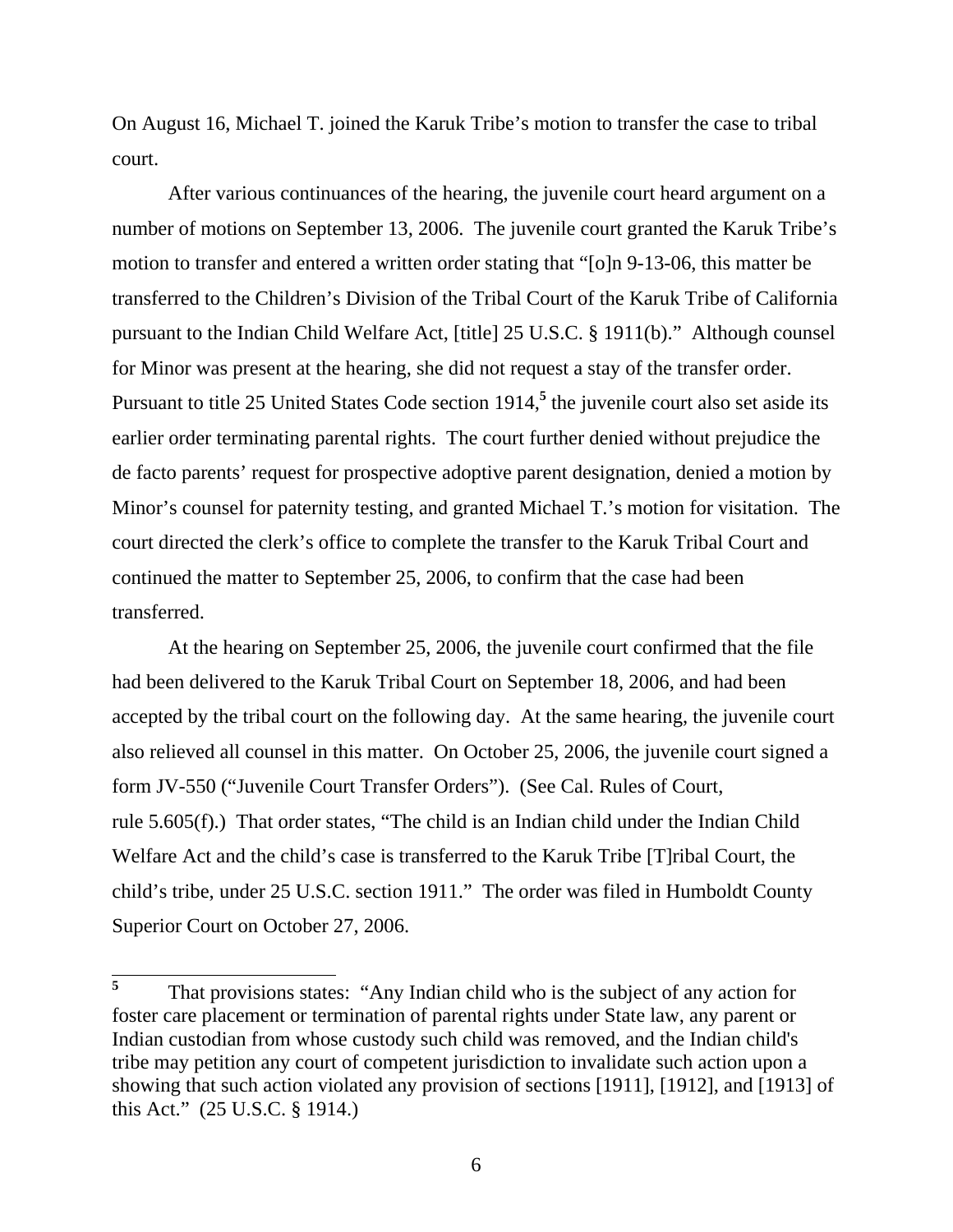On August 16, Michael T. joined the Karuk Tribe's motion to transfer the case to tribal court.

After various continuances of the hearing, the juvenile court heard argument on a number of motions on September 13, 2006. The juvenile court granted the Karuk Tribe's motion to transfer and entered a written order stating that "[o]n 9-13-06, this matter be transferred to the Children's Division of the Tribal Court of the Karuk Tribe of California pursuant to the Indian Child Welfare Act, [title] 25 U.S.C. § 1911(b)." Although counsel for Minor was present at the hearing, she did not request a stay of the transfer order. Pursuant to title 25 United States Code section 1914,[5] the juvenile court also set aside its earlier order terminating parental rights. The court further denied without prejudice the de facto parents' request for prospective adoptive parent designation, denied a motion by Minor's counsel for paternity testing, and granted Michael T.'s motion for visitation. The court directed the clerk's office to complete the transfer to the Karuk Tribal Court and continued the matter to September 25, 2006, to confirm that the case had been transferred.

At the hearing on September 25, 2006, the juvenile court confirmed that the file had been delivered to the Karuk Tribal Court on September 18, 2006, and had been accepted by the tribal court on the following day. At the same hearing, the juvenile court also relieved all counsel in this matter. On October 25, 2006, the juvenile court signed a form JV-550 ("Juvenile Court Transfer Orders"). (See Cal. Rules of Court, rule 5.605(f).) That order states, "The child is an Indian child under the Indian Child Welfare Act and the child's case is transferred to the Karuk Tribe [T]ribal Court, the child's tribe, under 25 U.S.C. section 1911." The order was filed in Humboldt County Superior Court on October 27, 2006.

---

[5] That provisions states: "Any Indian child who is the subject of any action for foster care placement or termination of parental rights under State law, any parent or Indian custodian from whose custody such child was removed, and the Indian child's tribe may petition any court of competent jurisdiction to invalidate such action upon a showing that such action violated any provision of sections [1911], [1912], and [1913] of this Act." (25 U.S.C. § 1914.)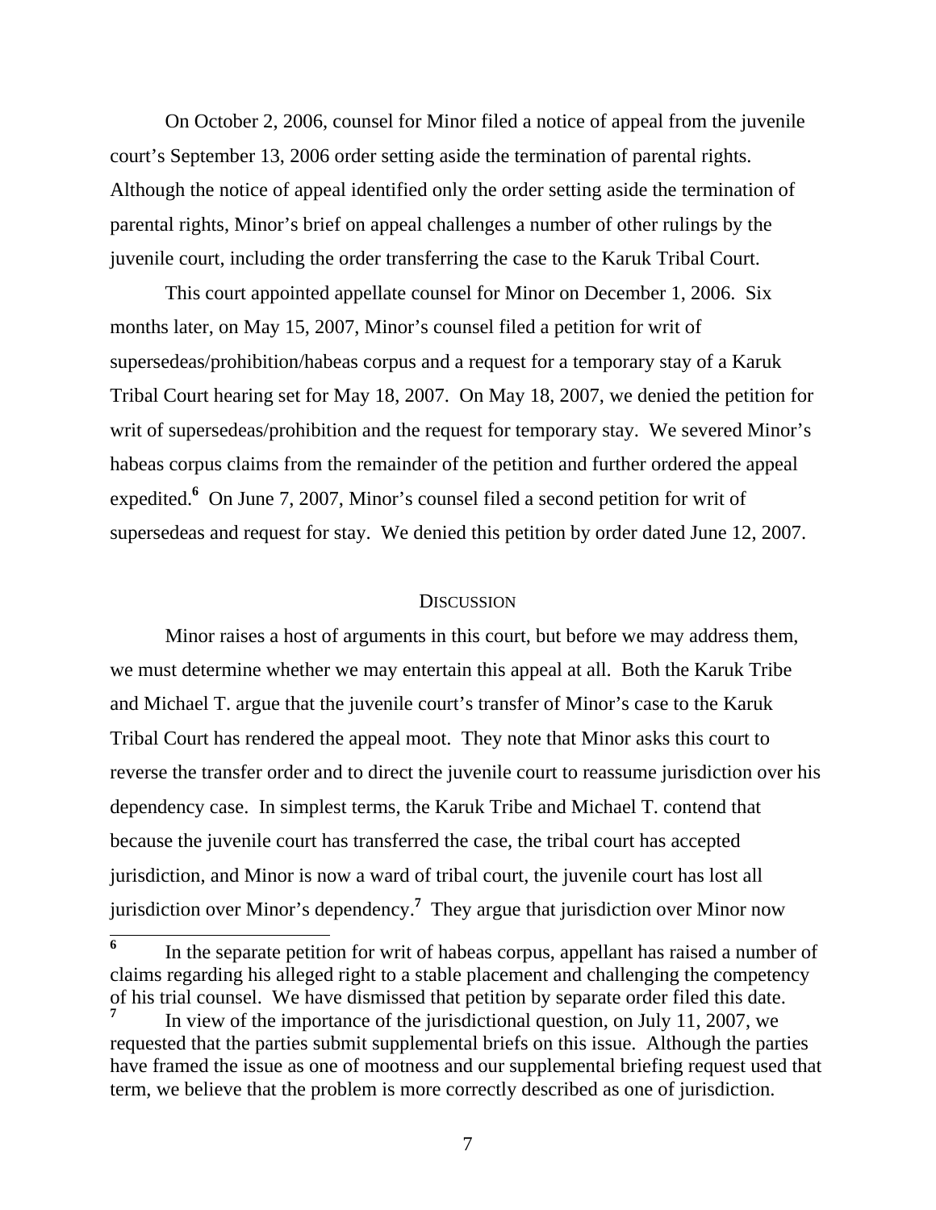On October 2, 2006, counsel for Minor filed a notice of appeal from the juvenile court's September 13, 2006 order setting aside the termination of parental rights. Although the notice of appeal identified only the order setting aside the termination of parental rights, Minor's brief on appeal challenges a number of other rulings by the juvenile court, including the order transferring the case to the Karuk Tribal Court.

This court appointed appellate counsel for Minor on December 1, 2006. Six months later, on May 15, 2007, Minor's counsel filed a petition for writ of supersedeas/prohibition/habeas corpus and a request for a temporary stay of a Karuk Tribal Court hearing set for May 18, 2007. On May 18, 2007, we denied the petition for writ of supersedeas/prohibition and the request for temporary stay. We severed Minor's habeas corpus claims from the remainder of the petition and further ordered the appeal expedited.[6] On June 7, 2007, Minor's counsel filed a second petition for writ of supersedeas and request for stay. We denied this petition by order dated June 12, 2007.

## DISCUSSION

Minor raises a host of arguments in this court, but before we may address them, we must determine whether we may entertain this appeal at all. Both the Karuk Tribe and Michael T. argue that the juvenile court's transfer of Minor's case to the Karuk Tribal Court has rendered the appeal moot. They note that Minor asks this court to reverse the transfer order and to direct the juvenile court to reassume jurisdiction over his dependency case. In simplest terms, the Karuk Tribe and Michael T. contend that because the juvenile court has transferred the case, the tribal court has accepted jurisdiction, and Minor is now a ward of tribal court, the juvenile court has lost all jurisdiction over Minor's dependency.[7] They argue that jurisdiction over Minor now

---

[6] In the separate petition for writ of habeas corpus, appellant has raised a number of claims regarding his alleged right to a stable placement and challenging the competency of his trial counsel. We have dismissed that petition by separate order filed this date.

[7] In view of the importance of the jurisdictional question, on July 11, 2007, we requested that the parties submit supplemental briefs on this issue. Although the parties have framed the issue as one of mootness and our supplemental briefing request used that term, we believe that the problem is more correctly described as one of jurisdiction.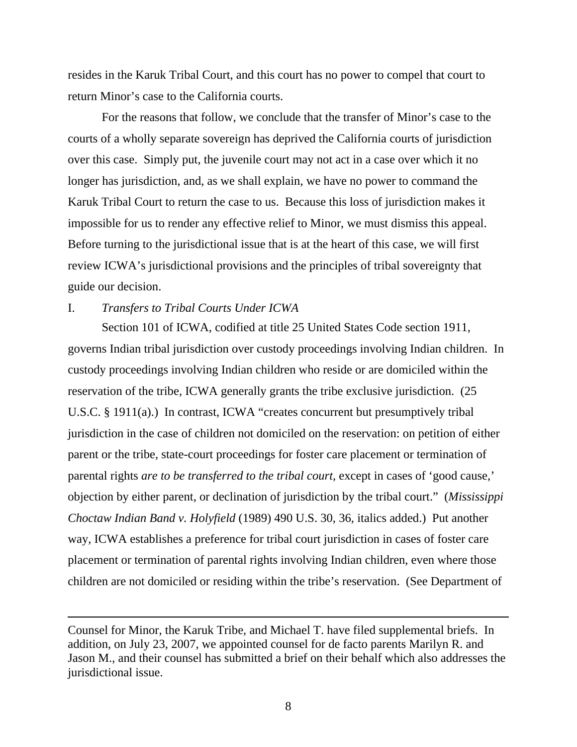resides in the Karuk Tribal Court, and this court has no power to compel that court to return Minor's case to the California courts.

For the reasons that follow, we conclude that the transfer of Minor's case to the courts of a wholly separate sovereign has deprived the California courts of jurisdiction over this case. Simply put, the juvenile court may not act in a case over which it no longer has jurisdiction, and, as we shall explain, we have no power to command the Karuk Tribal Court to return the case to us. Because this loss of jurisdiction makes it impossible for us to render any effective relief to Minor, we must dismiss this appeal. Before turning to the jurisdictional issue that is at the heart of this case, we will first review ICWA's jurisdictional provisions and the principles of tribal sovereignty that guide our decision.

I. *Transfers to Tribal Courts Under ICWA*

Section 101 of ICWA, codified at title 25 United States Code section 1911, governs Indian tribal jurisdiction over custody proceedings involving Indian children. In custody proceedings involving Indian children who reside or are domiciled within the reservation of the tribe, ICWA generally grants the tribe exclusive jurisdiction. (25 U.S.C. § 1911(a).) In contrast, ICWA "creates concurrent but presumptively tribal jurisdiction in the case of children not domiciled on the reservation: on petition of either parent or the tribe, state-court proceedings for foster care placement or termination of parental rights *are to be transferred to the tribal court,* except in cases of 'good cause,' objection by either parent, or declination of jurisdiction by the tribal court." (*Mississippi Choctaw Indian Band v. Holyfield* (1989) 490 U.S. 30, 36, italics added.) Put another way, ICWA establishes a preference for tribal court jurisdiction in cases of foster care placement or termination of parental rights involving Indian children, even where those children are not domiciled or residing within the tribe's reservation. (See Department of

---

Counsel for Minor, the Karuk Tribe, and Michael T. have filed supplemental briefs. In addition, on July 23, 2007, we appointed counsel for de facto parents Marilyn R. and Jason M., and their counsel has submitted a brief on their behalf which also addresses the jurisdictional issue.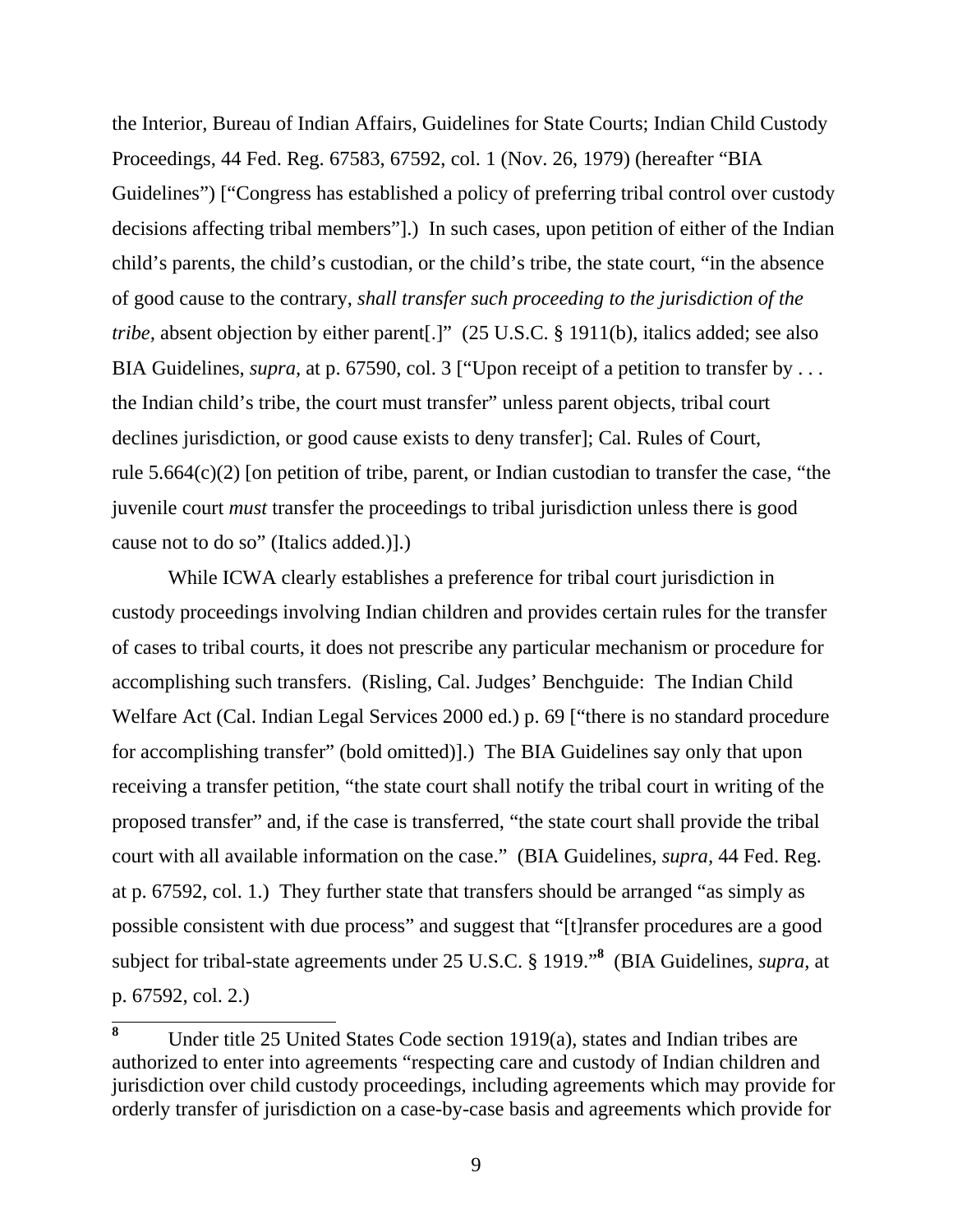the Interior, Bureau of Indian Affairs, Guidelines for State Courts; Indian Child Custody Proceedings, 44 Fed. Reg. 67583, 67592, col. 1 (Nov. 26, 1979) (hereafter "BIA Guidelines") ["Congress has established a policy of preferring tribal control over custody decisions affecting tribal members"].) In such cases, upon petition of either of the Indian child's parents, the child's custodian, or the child's tribe, the state court, "in the absence of good cause to the contrary, *shall transfer such proceeding to the jurisdiction of the tribe,* absent objection by either parent[.]" (25 U.S.C. § 1911(b), italics added; see also BIA Guidelines, *supra,* at p. 67590, col. 3 ["Upon receipt of a petition to transfer by . . . the Indian child's tribe, the court must transfer" unless parent objects, tribal court declines jurisdiction, or good cause exists to deny transfer]; Cal. Rules of Court, rule 5.664(c)(2) [on petition of tribe, parent, or Indian custodian to transfer the case, "the juvenile court *must* transfer the proceedings to tribal jurisdiction unless there is good cause not to do so" (Italics added.)].)

While ICWA clearly establishes a preference for tribal court jurisdiction in custody proceedings involving Indian children and provides certain rules for the transfer of cases to tribal courts, it does not prescribe any particular mechanism or procedure for accomplishing such transfers. (Risling, Cal. Judges' Benchguide: The Indian Child Welfare Act (Cal. Indian Legal Services 2000 ed.) p. 69 ["there is no standard procedure for accomplishing transfer" (bold omitted)].) The BIA Guidelines say only that upon receiving a transfer petition, "the state court shall notify the tribal court in writing of the proposed transfer" and, if the case is transferred, "the state court shall provide the tribal court with all available information on the case." (BIA Guidelines, *supra,* 44 Fed. Reg. at p. 67592, col. 1.) They further state that transfers should be arranged "as simply as possible consistent with due process" and suggest that "[t]ransfer procedures are a good subject for tribal-state agreements under 25 U.S.C. § 1919."[8] (BIA Guidelines, *supra,* at p. 67592, col. 2.)

---

[8] Under title 25 United States Code section 1919(a), states and Indian tribes are authorized to enter into agreements "respecting care and custody of Indian children and jurisdiction over child custody proceedings, including agreements which may provide for orderly transfer of jurisdiction on a case-by-case basis and agreements which provide for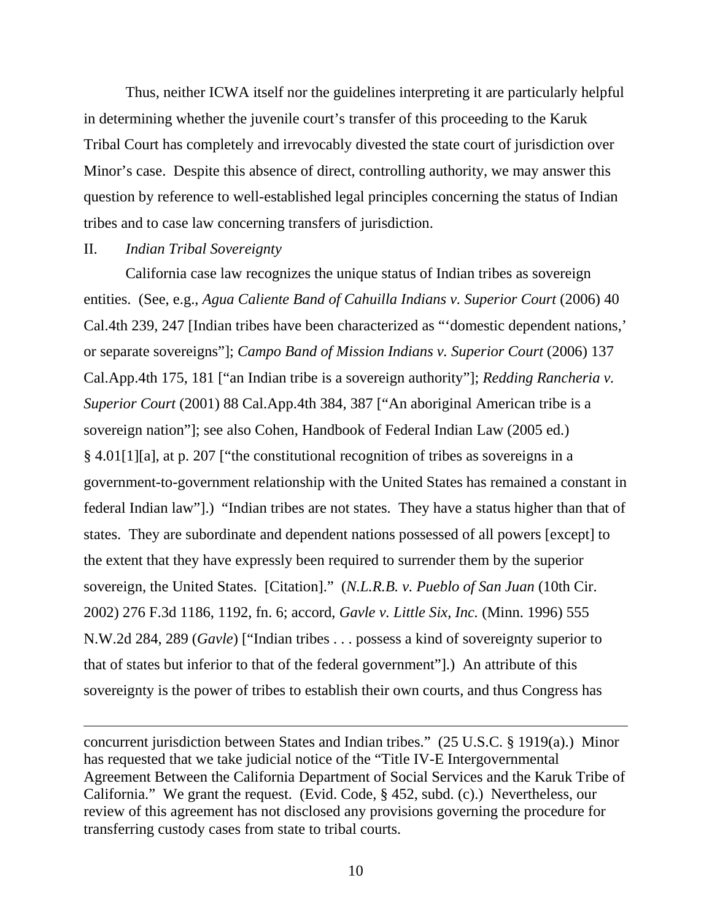Thus, neither ICWA itself nor the guidelines interpreting it are particularly helpful in determining whether the juvenile court's transfer of this proceeding to the Karuk Tribal Court has completely and irrevocably divested the state court of jurisdiction over Minor's case. Despite this absence of direct, controlling authority, we may answer this question by reference to well-established legal principles concerning the status of Indian tribes and to case law concerning transfers of jurisdiction.

## II. *Indian Tribal Sovereignty*

California case law recognizes the unique status of Indian tribes as sovereign entities. (See, e.g., *Agua Caliente Band of Cahuilla Indians v. Superior Court* (2006) 40 Cal.4th 239, 247 [Indian tribes have been characterized as "'domestic dependent nations,' or separate sovereigns"]; *Campo Band of Mission Indians v. Superior Court* (2006) 137 Cal.App.4th 175, 181 ["an Indian tribe is a sovereign authority"]; *Redding Rancheria v. Superior Court* (2001) 88 Cal.App.4th 384, 387 ["An aboriginal American tribe is a sovereign nation"]; see also Cohen, Handbook of Federal Indian Law (2005 ed.) § 4.01[1][a], at p. 207 ["the constitutional recognition of tribes as sovereigns in a government-to-government relationship with the United States has remained a constant in federal Indian law"].) "Indian tribes are not states. They have a status higher than that of states. They are subordinate and dependent nations possessed of all powers [except] to the extent that they have expressly been required to surrender them by the superior sovereign, the United States. [Citation]." (*N.L.R.B. v. Pueblo of San Juan* (10th Cir. 2002) 276 F.3d 1186, 1192, fn. 6; accord, *Gavle v. Little Six, Inc.* (Minn. 1996) 555 N.W.2d 284, 289 (*Gavle*) ["Indian tribes . . . possess a kind of sovereignty superior to that of states but inferior to that of the federal government"].) An attribute of this sovereignty is the power of tribes to establish their own courts, and thus Congress has

---

concurrent jurisdiction between States and Indian tribes." (25 U.S.C. § 1919(a).) Minor has requested that we take judicial notice of the "Title IV-E Intergovernmental Agreement Between the California Department of Social Services and the Karuk Tribe of California." We grant the request. (Evid. Code, § 452, subd. (c).) Nevertheless, our review of this agreement has not disclosed any provisions governing the procedure for transferring custody cases from state to tribal courts.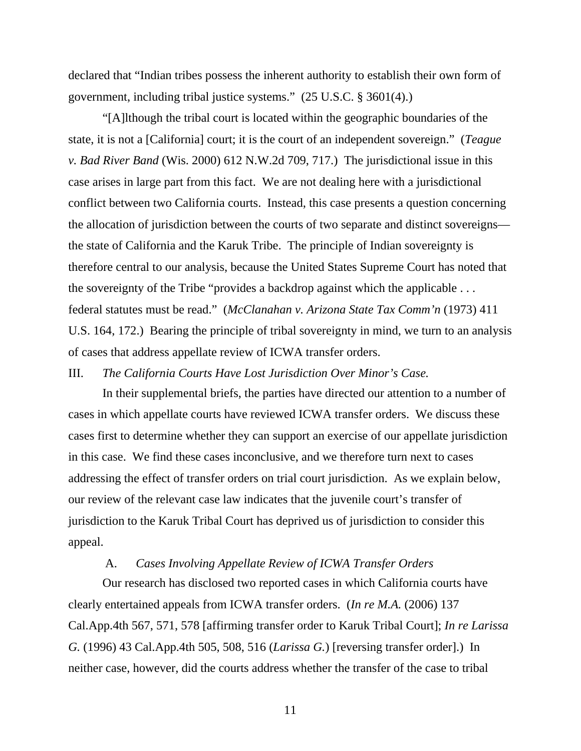declared that "Indian tribes possess the inherent authority to establish their own form of government, including tribal justice systems." (25 U.S.C. § 3601(4).)

"[A]lthough the tribal court is located within the geographic boundaries of the state, it is not a [California] court; it is the court of an independent sovereign." (*Teague v. Bad River Band* (Wis. 2000) 612 N.W.2d 709, 717.) The jurisdictional issue in this case arises in large part from this fact. We are not dealing here with a jurisdictional conflict between two California courts. Instead, this case presents a question concerning the allocation of jurisdiction between the courts of two separate and distinct sovereigns—the state of California and the Karuk Tribe. The principle of Indian sovereignty is therefore central to our analysis, because the United States Supreme Court has noted that the sovereignty of the Tribe "provides a backdrop against which the applicable . . . federal statutes must be read." (*McClanahan v. Arizona State Tax Comm'n* (1973) 411 U.S. 164, 172.) Bearing the principle of tribal sovereignty in mind, we turn to an analysis of cases that address appellate review of ICWA transfer orders.

III. *The California Courts Have Lost Jurisdiction Over Minor's Case.*

In their supplemental briefs, the parties have directed our attention to a number of cases in which appellate courts have reviewed ICWA transfer orders. We discuss these cases first to determine whether they can support an exercise of our appellate jurisdiction in this case. We find these cases inconclusive, and we therefore turn next to cases addressing the effect of transfer orders on trial court jurisdiction. As we explain below, our review of the relevant case law indicates that the juvenile court's transfer of jurisdiction to the Karuk Tribal Court has deprived us of jurisdiction to consider this appeal.

A. *Cases Involving Appellate Review of ICWA Transfer Orders*

Our research has disclosed two reported cases in which California courts have clearly entertained appeals from ICWA transfer orders. (*In re M.A.* (2006) 137 Cal.App.4th 567, 571, 578 [affirming transfer order to Karuk Tribal Court]; *In re Larissa G.* (1996) 43 Cal.App.4th 505, 508, 516 (*Larissa G.*) [reversing transfer order].) In neither case, however, did the courts address whether the transfer of the case to tribal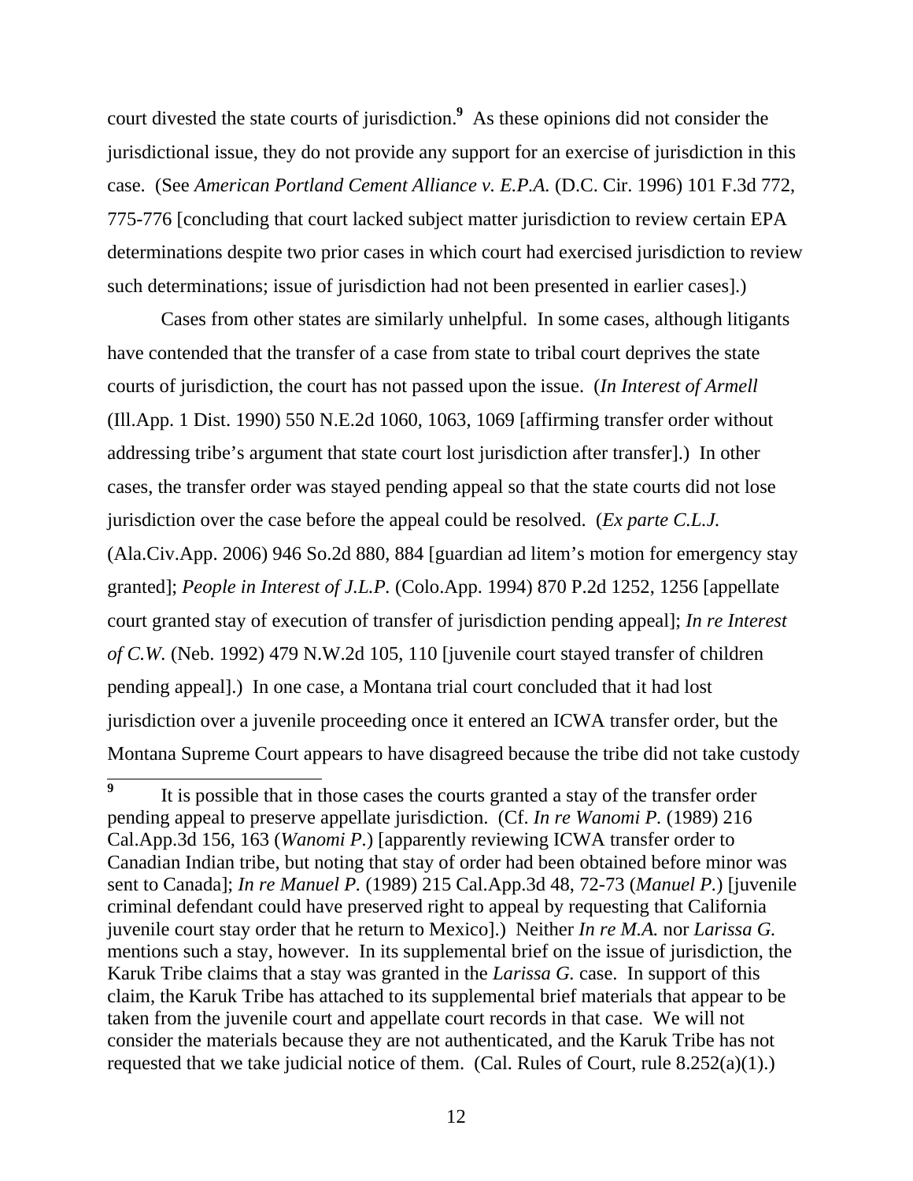court divested the state courts of jurisdiction.[9] As these opinions did not consider the jurisdictional issue, they do not provide any support for an exercise of jurisdiction in this case. (See *American Portland Cement Alliance v. E.P.A.* (D.C. Cir. 1996) 101 F.3d 772, 775-776 [concluding that court lacked subject matter jurisdiction to review certain EPA determinations despite two prior cases in which court had exercised jurisdiction to review such determinations; issue of jurisdiction had not been presented in earlier cases].)

Cases from other states are similarly unhelpful. In some cases, although litigants have contended that the transfer of a case from state to tribal court deprives the state courts of jurisdiction, the court has not passed upon the issue. (*In Interest of Armell* (Ill.App. 1 Dist. 1990) 550 N.E.2d 1060, 1063, 1069 [affirming transfer order without addressing tribe's argument that state court lost jurisdiction after transfer].) In other cases, the transfer order was stayed pending appeal so that the state courts did not lose jurisdiction over the case before the appeal could be resolved. (*Ex parte C.L.J.* (Ala.Civ.App. 2006) 946 So.2d 880, 884 [guardian ad litem's motion for emergency stay granted]; *People in Interest of J.L.P.* (Colo.App. 1994) 870 P.2d 1252, 1256 [appellate court granted stay of execution of transfer of jurisdiction pending appeal]; *In re Interest of C.W.* (Neb. 1992) 479 N.W.2d 105, 110 [juvenile court stayed transfer of children pending appeal].) In one case, a Montana trial court concluded that it had lost jurisdiction over a juvenile proceeding once it entered an ICWA transfer order, but the Montana Supreme Court appears to have disagreed because the tribe did not take custody

---

[9] It is possible that in those cases the courts granted a stay of the transfer order pending appeal to preserve appellate jurisdiction. (Cf. *In re Wanomi P.* (1989) 216 Cal.App.3d 156, 163 (*Wanomi P.*) [apparently reviewing ICWA transfer order to Canadian Indian tribe, but noting that stay of order had been obtained before minor was sent to Canada]; *In re Manuel P.* (1989) 215 Cal.App.3d 48, 72-73 (*Manuel P.*) [juvenile criminal defendant could have preserved right to appeal by requesting that California juvenile court stay order that he return to Mexico].) Neither *In re M.A.* nor *Larissa G.* mentions such a stay, however. In its supplemental brief on the issue of jurisdiction, the Karuk Tribe claims that a stay was granted in the *Larissa G.* case. In support of this claim, the Karuk Tribe has attached to its supplemental brief materials that appear to be taken from the juvenile court and appellate court records in that case. We will not consider the materials because they are not authenticated, and the Karuk Tribe has not requested that we take judicial notice of them. (Cal. Rules of Court, rule 8.252(a)(1).)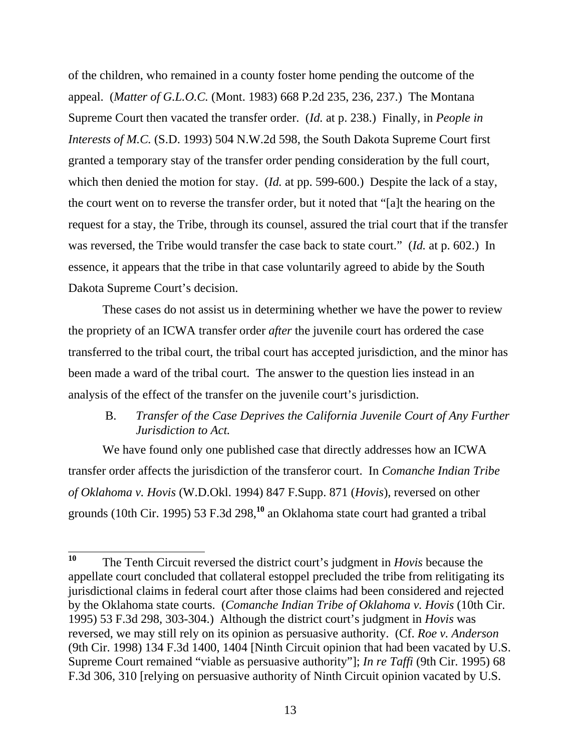of the children, who remained in a county foster home pending the outcome of the appeal. (*Matter of G.L.O.C.* (Mont. 1983) 668 P.2d 235, 236, 237.) The Montana Supreme Court then vacated the transfer order. (*Id.* at p. 238.) Finally, in *People in Interests of M.C.* (S.D. 1993) 504 N.W.2d 598, the South Dakota Supreme Court first granted a temporary stay of the transfer order pending consideration by the full court, which then denied the motion for stay. (*Id.* at pp. 599-600.) Despite the lack of a stay, the court went on to reverse the transfer order, but it noted that "[a]t the hearing on the request for a stay, the Tribe, through its counsel, assured the trial court that if the transfer was reversed, the Tribe would transfer the case back to state court." (*Id.* at p. 602.) In essence, it appears that the tribe in that case voluntarily agreed to abide by the South Dakota Supreme Court's decision.

These cases do not assist us in determining whether we have the power to review the propriety of an ICWA transfer order *after* the juvenile court has ordered the case transferred to the tribal court, the tribal court has accepted jurisdiction, and the minor has been made a ward of the tribal court. The answer to the question lies instead in an analysis of the effect of the transfer on the juvenile court's jurisdiction.

### B. *Transfer of the Case Deprives the California Juvenile Court of Any Further Jurisdiction to Act.*

We have found only one published case that directly addresses how an ICWA transfer order affects the jurisdiction of the transferor court. In *Comanche Indian Tribe of Oklahoma v. Hovis* (W.D.Okl. 1994) 847 F.Supp. 871 (*Hovis*), reversed on other grounds (10th Cir. 1995) 53 F.3d 298,[10] an Oklahoma state court had granted a tribal

[10] The Tenth Circuit reversed the district court's judgment in *Hovis* because the appellate court concluded that collateral estoppel precluded the tribe from relitigating its jurisdictional claims in federal court after those claims had been considered and rejected by the Oklahoma state courts. (*Comanche Indian Tribe of Oklahoma v. Hovis* (10th Cir. 1995) 53 F.3d 298, 303-304.) Although the district court's judgment in *Hovis* was reversed, we may still rely on its opinion as persuasive authority. (Cf. *Roe v. Anderson* (9th Cir. 1998) 134 F.3d 1400, 1404 [Ninth Circuit opinion that had been vacated by U.S. Supreme Court remained "viable as persuasive authority"]; *In re Taffi* (9th Cir. 1995) 68 F.3d 306, 310 [relying on persuasive authority of Ninth Circuit opinion vacated by U.S.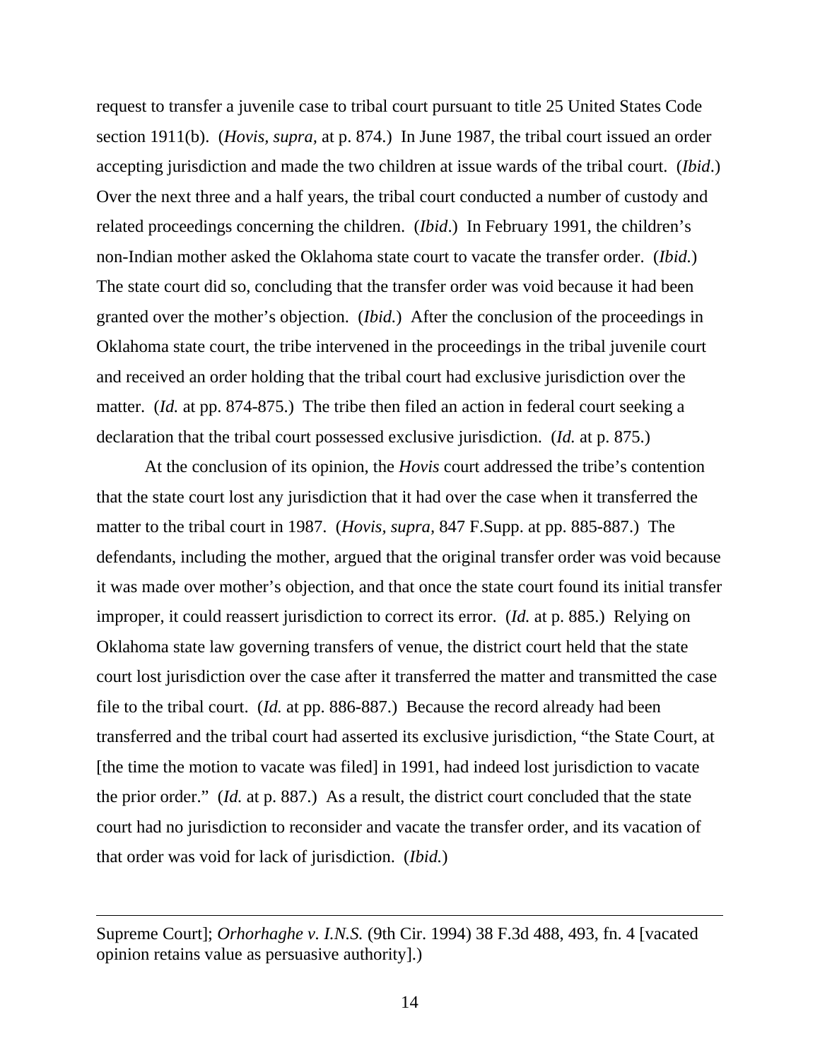request to transfer a juvenile case to tribal court pursuant to title 25 United States Code section 1911(b). (*Hovis, supra,* at p. 874.) In June 1987, the tribal court issued an order accepting jurisdiction and made the two children at issue wards of the tribal court. (*Ibid*.) Over the next three and a half years, the tribal court conducted a number of custody and related proceedings concerning the children. (*Ibid*.) In February 1991, the children's non-Indian mother asked the Oklahoma state court to vacate the transfer order. (*Ibid.*) The state court did so, concluding that the transfer order was void because it had been granted over the mother's objection. (*Ibid.*) After the conclusion of the proceedings in Oklahoma state court, the tribe intervened in the proceedings in the tribal juvenile court and received an order holding that the tribal court had exclusive jurisdiction over the matter. (*Id.* at pp. 874-875.) The tribe then filed an action in federal court seeking a declaration that the tribal court possessed exclusive jurisdiction. (*Id.* at p. 875.)

At the conclusion of its opinion, the *Hovis* court addressed the tribe's contention that the state court lost any jurisdiction that it had over the case when it transferred the matter to the tribal court in 1987. (*Hovis, supra,* 847 F.Supp. at pp. 885-887.) The defendants, including the mother, argued that the original transfer order was void because it was made over mother's objection, and that once the state court found its initial transfer improper, it could reassert jurisdiction to correct its error. (*Id.* at p. 885.) Relying on Oklahoma state law governing transfers of venue, the district court held that the state court lost jurisdiction over the case after it transferred the matter and transmitted the case file to the tribal court. (*Id.* at pp. 886-887.) Because the record already had been transferred and the tribal court had asserted its exclusive jurisdiction, "the State Court, at [the time the motion to vacate was filed] in 1991, had indeed lost jurisdiction to vacate the prior order." (*Id.* at p. 887.) As a result, the district court concluded that the state court had no jurisdiction to reconsider and vacate the transfer order, and its vacation of that order was void for lack of jurisdiction. (*Ibid.*)

---

Supreme Court]; *Orhorhaghe v. I.N.S.* (9th Cir. 1994) 38 F.3d 488, 493, fn. 4 [vacated opinion retains value as persuasive authority].)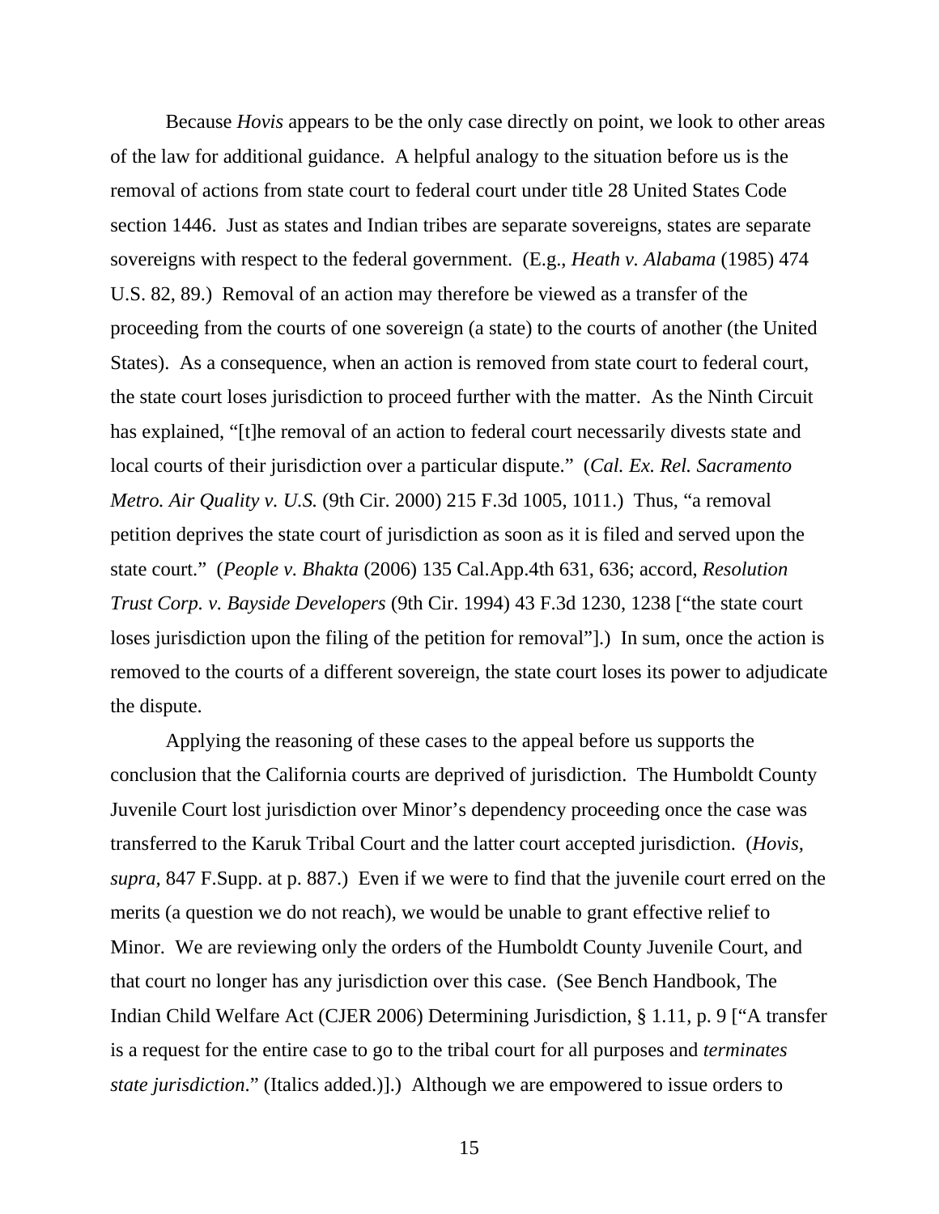Because *Hovis* appears to be the only case directly on point, we look to other areas of the law for additional guidance. A helpful analogy to the situation before us is the removal of actions from state court to federal court under title 28 United States Code section 1446. Just as states and Indian tribes are separate sovereigns, states are separate sovereigns with respect to the federal government. (E.g., *Heath v. Alabama* (1985) 474 U.S. 82, 89.) Removal of an action may therefore be viewed as a transfer of the proceeding from the courts of one sovereign (a state) to the courts of another (the United States). As a consequence, when an action is removed from state court to federal court, the state court loses jurisdiction to proceed further with the matter. As the Ninth Circuit has explained, "[t]he removal of an action to federal court necessarily divests state and local courts of their jurisdiction over a particular dispute." (*Cal. Ex. Rel. Sacramento Metro. Air Quality v. U.S.* (9th Cir. 2000) 215 F.3d 1005, 1011.) Thus, "a removal petition deprives the state court of jurisdiction as soon as it is filed and served upon the state court." (*People v. Bhakta* (2006) 135 Cal.App.4th 631, 636; accord, *Resolution Trust Corp. v. Bayside Developers* (9th Cir. 1994) 43 F.3d 1230, 1238 ["the state court loses jurisdiction upon the filing of the petition for removal"].) In sum, once the action is removed to the courts of a different sovereign, the state court loses its power to adjudicate the dispute.

Applying the reasoning of these cases to the appeal before us supports the conclusion that the California courts are deprived of jurisdiction. The Humboldt County Juvenile Court lost jurisdiction over Minor's dependency proceeding once the case was transferred to the Karuk Tribal Court and the latter court accepted jurisdiction. (*Hovis, supra,* 847 F.Supp. at p. 887.) Even if we were to find that the juvenile court erred on the merits (a question we do not reach), we would be unable to grant effective relief to Minor. We are reviewing only the orders of the Humboldt County Juvenile Court, and that court no longer has any jurisdiction over this case. (See Bench Handbook, The Indian Child Welfare Act (CJER 2006) Determining Jurisdiction, § 1.11, p. 9 ["A transfer is a request for the entire case to go to the tribal court for all purposes and *terminates state jurisdiction*." (Italics added.)].) Although we are empowered to issue orders to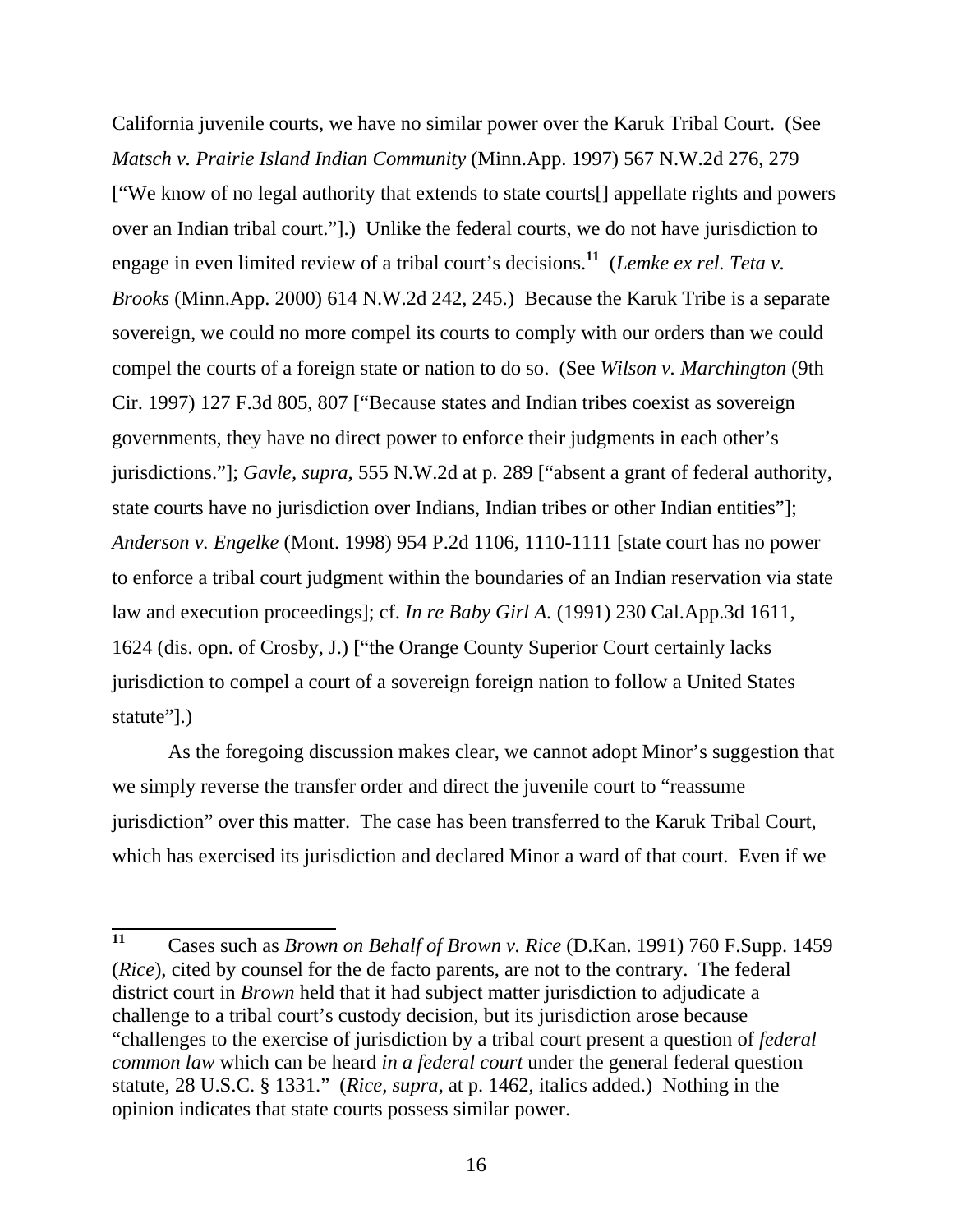California juvenile courts, we have no similar power over the Karuk Tribal Court. (See *Matsch v. Prairie Island Indian Community* (Minn.App. 1997) 567 N.W.2d 276, 279 ["We know of no legal authority that extends to state courts[] appellate rights and powers over an Indian tribal court."].) Unlike the federal courts, we do not have jurisdiction to engage in even limited review of a tribal court's decisions.[11] (*Lemke ex rel. Teta v. Brooks* (Minn.App. 2000) 614 N.W.2d 242, 245.) Because the Karuk Tribe is a separate sovereign, we could no more compel its courts to comply with our orders than we could compel the courts of a foreign state or nation to do so. (See *Wilson v. Marchington* (9th Cir. 1997) 127 F.3d 805, 807 ["Because states and Indian tribes coexist as sovereign governments, they have no direct power to enforce their judgments in each other's jurisdictions."]; *Gavle, supra,* 555 N.W.2d at p. 289 ["absent a grant of federal authority, state courts have no jurisdiction over Indians, Indian tribes or other Indian entities"]; *Anderson v. Engelke* (Mont. 1998) 954 P.2d 1106, 1110-1111 [state court has no power to enforce a tribal court judgment within the boundaries of an Indian reservation via state law and execution proceedings]; cf. *In re Baby Girl A.* (1991) 230 Cal.App.3d 1611, 1624 (dis. opn. of Crosby, J.) ["the Orange County Superior Court certainly lacks jurisdiction to compel a court of a sovereign foreign nation to follow a United States statute"].)

As the foregoing discussion makes clear, we cannot adopt Minor's suggestion that we simply reverse the transfer order and direct the juvenile court to "reassume jurisdiction" over this matter. The case has been transferred to the Karuk Tribal Court, which has exercised its jurisdiction and declared Minor a ward of that court. Even if we

---

[11] Cases such as *Brown on Behalf of Brown v. Rice* (D.Kan. 1991) 760 F.Supp. 1459 (*Rice*), cited by counsel for the de facto parents, are not to the contrary. The federal district court in *Brown* held that it had subject matter jurisdiction to adjudicate a challenge to a tribal court's custody decision, but its jurisdiction arose because "challenges to the exercise of jurisdiction by a tribal court present a question of *federal common law* which can be heard *in a federal court* under the general federal question statute, 28 U.S.C. § 1331." (*Rice, supra,* at p. 1462, italics added.) Nothing in the opinion indicates that state courts possess similar power.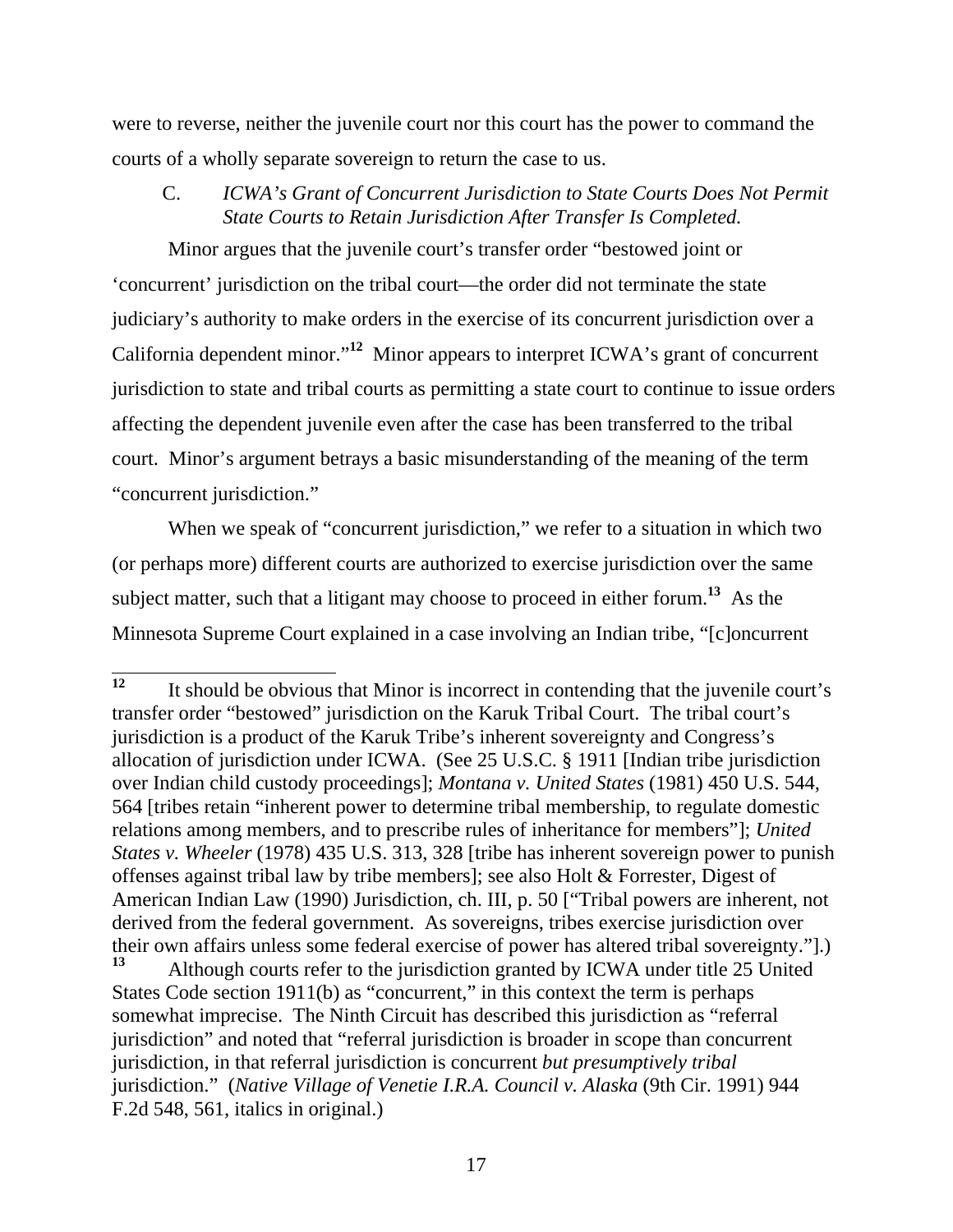were to reverse, neither the juvenile court nor this court has the power to command the courts of a wholly separate sovereign to return the case to us.

### C. *ICWA's Grant of Concurrent Jurisdiction to State Courts Does Not Permit State Courts to Retain Jurisdiction After Transfer Is Completed.*

Minor argues that the juvenile court's transfer order "bestowed joint or 'concurrent' jurisdiction on the tribal court—the order did not terminate the state judiciary's authority to make orders in the exercise of its concurrent jurisdiction over a California dependent minor."[12] Minor appears to interpret ICWA's grant of concurrent jurisdiction to state and tribal courts as permitting a state court to continue to issue orders affecting the dependent juvenile even after the case has been transferred to the tribal court. Minor's argument betrays a basic misunderstanding of the meaning of the term "concurrent jurisdiction."

When we speak of "concurrent jurisdiction," we refer to a situation in which two (or perhaps more) different courts are authorized to exercise jurisdiction over the same subject matter, such that a litigant may choose to proceed in either forum.[13] As the Minnesota Supreme Court explained in a case involving an Indian tribe, "[c]oncurrent

---

[12] It should be obvious that Minor is incorrect in contending that the juvenile court's transfer order "bestowed" jurisdiction on the Karuk Tribal Court. The tribal court's jurisdiction is a product of the Karuk Tribe's inherent sovereignty and Congress's allocation of jurisdiction under ICWA. (See 25 U.S.C. § 1911 [Indian tribe jurisdiction over Indian child custody proceedings]; *Montana v. United States* (1981) 450 U.S. 544, 564 [tribes retain "inherent power to determine tribal membership, to regulate domestic relations among members, and to prescribe rules of inheritance for members"]; *United States v. Wheeler* (1978) 435 U.S. 313, 328 [tribe has inherent sovereign power to punish offenses against tribal law by tribe members]; see also Holt & Forrester, Digest of American Indian Law (1990) Jurisdiction, ch. III, p. 50 ["Tribal powers are inherent, not derived from the federal government. As sovereigns, tribes exercise jurisdiction over their own affairs unless some federal exercise of power has altered tribal sovereignty."].)

[13] Although courts refer to the jurisdiction granted by ICWA under title 25 United States Code section 1911(b) as "concurrent," in this context the term is perhaps somewhat imprecise. The Ninth Circuit has described this jurisdiction as "referral jurisdiction" and noted that "referral jurisdiction is broader in scope than concurrent jurisdiction, in that referral jurisdiction is concurrent *but presumptively tribal* jurisdiction." (*Native Village of Venetie I.R.A. Council v. Alaska* (9th Cir. 1991) 944 F.2d 548, 561, italics in original.)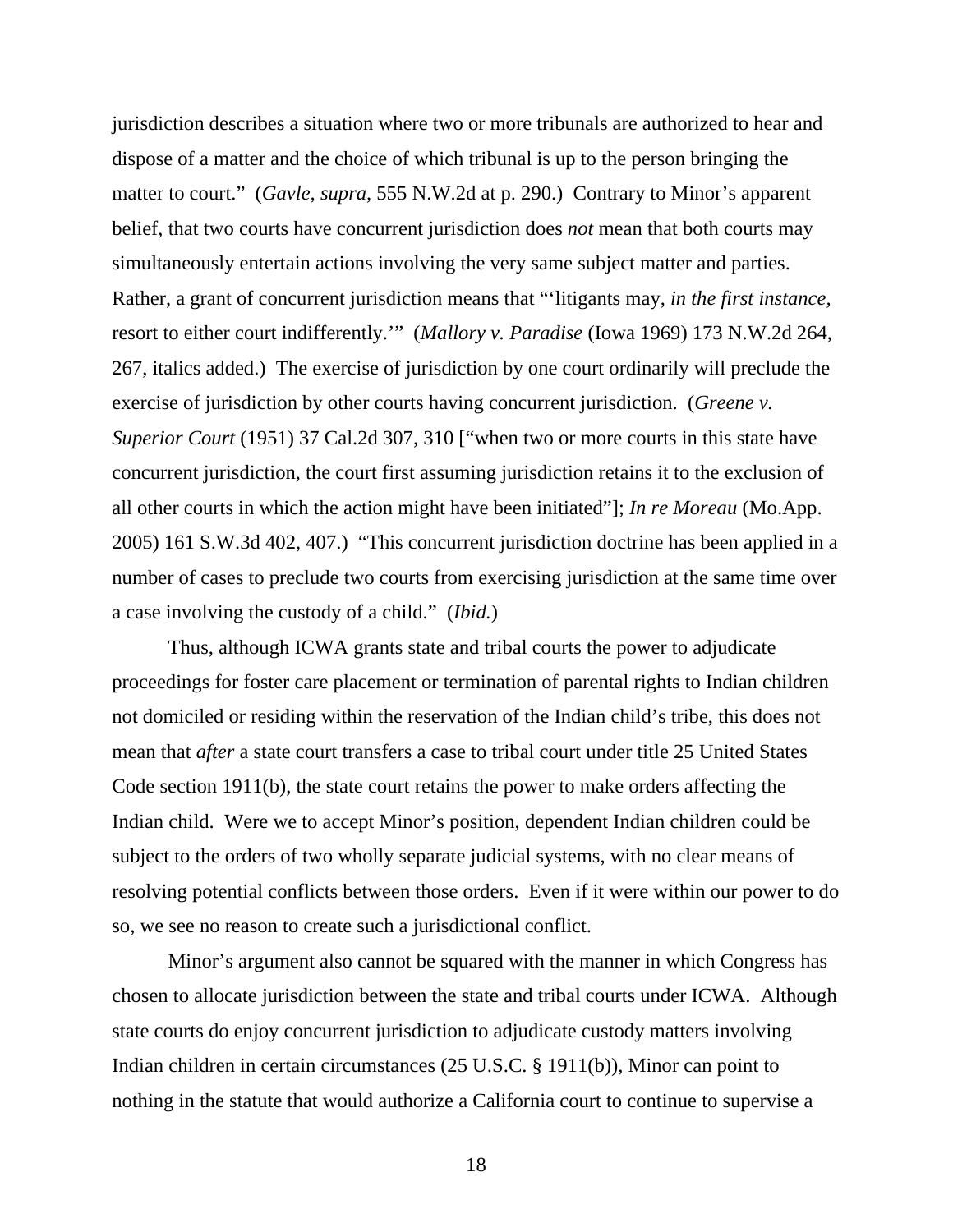jurisdiction describes a situation where two or more tribunals are authorized to hear and dispose of a matter and the choice of which tribunal is up to the person bringing the matter to court." (*Gavle, supra,* 555 N.W.2d at p. 290.) Contrary to Minor's apparent belief, that two courts have concurrent jurisdiction does *not* mean that both courts may simultaneously entertain actions involving the very same subject matter and parties. Rather, a grant of concurrent jurisdiction means that "'litigants may, *in the first instance,* resort to either court indifferently.'" (*Mallory v. Paradise* (Iowa 1969) 173 N.W.2d 264, 267, italics added.) The exercise of jurisdiction by one court ordinarily will preclude the exercise of jurisdiction by other courts having concurrent jurisdiction. (*Greene v. Superior Court* (1951) 37 Cal.2d 307, 310 ["when two or more courts in this state have concurrent jurisdiction, the court first assuming jurisdiction retains it to the exclusion of all other courts in which the action might have been initiated"]; *In re Moreau* (Mo.App. 2005) 161 S.W.3d 402, 407.) "This concurrent jurisdiction doctrine has been applied in a number of cases to preclude two courts from exercising jurisdiction at the same time over a case involving the custody of a child." (*Ibid.*)

Thus, although ICWA grants state and tribal courts the power to adjudicate proceedings for foster care placement or termination of parental rights to Indian children not domiciled or residing within the reservation of the Indian child's tribe, this does not mean that *after* a state court transfers a case to tribal court under title 25 United States Code section 1911(b), the state court retains the power to make orders affecting the Indian child. Were we to accept Minor's position, dependent Indian children could be subject to the orders of two wholly separate judicial systems, with no clear means of resolving potential conflicts between those orders. Even if it were within our power to do so, we see no reason to create such a jurisdictional conflict.

Minor's argument also cannot be squared with the manner in which Congress has chosen to allocate jurisdiction between the state and tribal courts under ICWA. Although state courts do enjoy concurrent jurisdiction to adjudicate custody matters involving Indian children in certain circumstances (25 U.S.C. § 1911(b)), Minor can point to nothing in the statute that would authorize a California court to continue to supervise a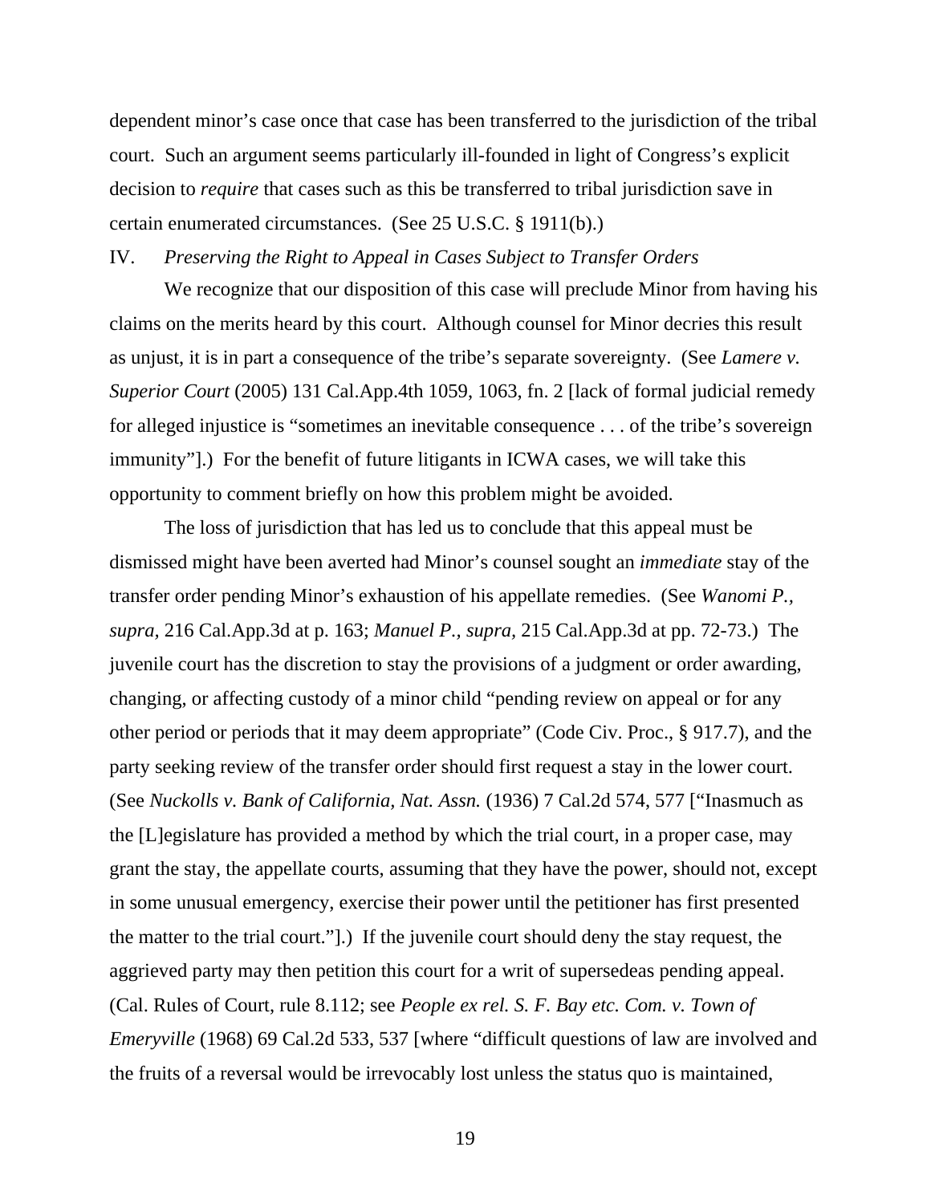dependent minor's case once that case has been transferred to the jurisdiction of the tribal court. Such an argument seems particularly ill-founded in light of Congress's explicit decision to *require* that cases such as this be transferred to tribal jurisdiction save in certain enumerated circumstances. (See 25 U.S.C. § 1911(b).)

IV. *Preserving the Right to Appeal in Cases Subject to Transfer Orders*

We recognize that our disposition of this case will preclude Minor from having his claims on the merits heard by this court. Although counsel for Minor decries this result as unjust, it is in part a consequence of the tribe's separate sovereignty. (See *Lamere v. Superior Court* (2005) 131 Cal.App.4th 1059, 1063, fn. 2 [lack of formal judicial remedy for alleged injustice is "sometimes an inevitable consequence . . . of the tribe's sovereign immunity"].) For the benefit of future litigants in ICWA cases, we will take this opportunity to comment briefly on how this problem might be avoided.

The loss of jurisdiction that has led us to conclude that this appeal must be dismissed might have been averted had Minor's counsel sought an *immediate* stay of the transfer order pending Minor's exhaustion of his appellate remedies. (See *Wanomi P., supra,* 216 Cal.App.3d at p. 163; *Manuel P., supra,* 215 Cal.App.3d at pp. 72-73.) The juvenile court has the discretion to stay the provisions of a judgment or order awarding, changing, or affecting custody of a minor child "pending review on appeal or for any other period or periods that it may deem appropriate" (Code Civ. Proc., § 917.7), and the party seeking review of the transfer order should first request a stay in the lower court. (See *Nuckolls v. Bank of California, Nat. Assn.* (1936) 7 Cal.2d 574, 577 ["Inasmuch as the [L]egislature has provided a method by which the trial court, in a proper case, may grant the stay, the appellate courts, assuming that they have the power, should not, except in some unusual emergency, exercise their power until the petitioner has first presented the matter to the trial court."].) If the juvenile court should deny the stay request, the aggrieved party may then petition this court for a writ of supersedeas pending appeal. (Cal. Rules of Court, rule 8.112; see *People ex rel. S. F. Bay etc. Com. v. Town of Emeryville* (1968) 69 Cal.2d 533, 537 [where "difficult questions of law are involved and the fruits of a reversal would be irrevocably lost unless the status quo is maintained,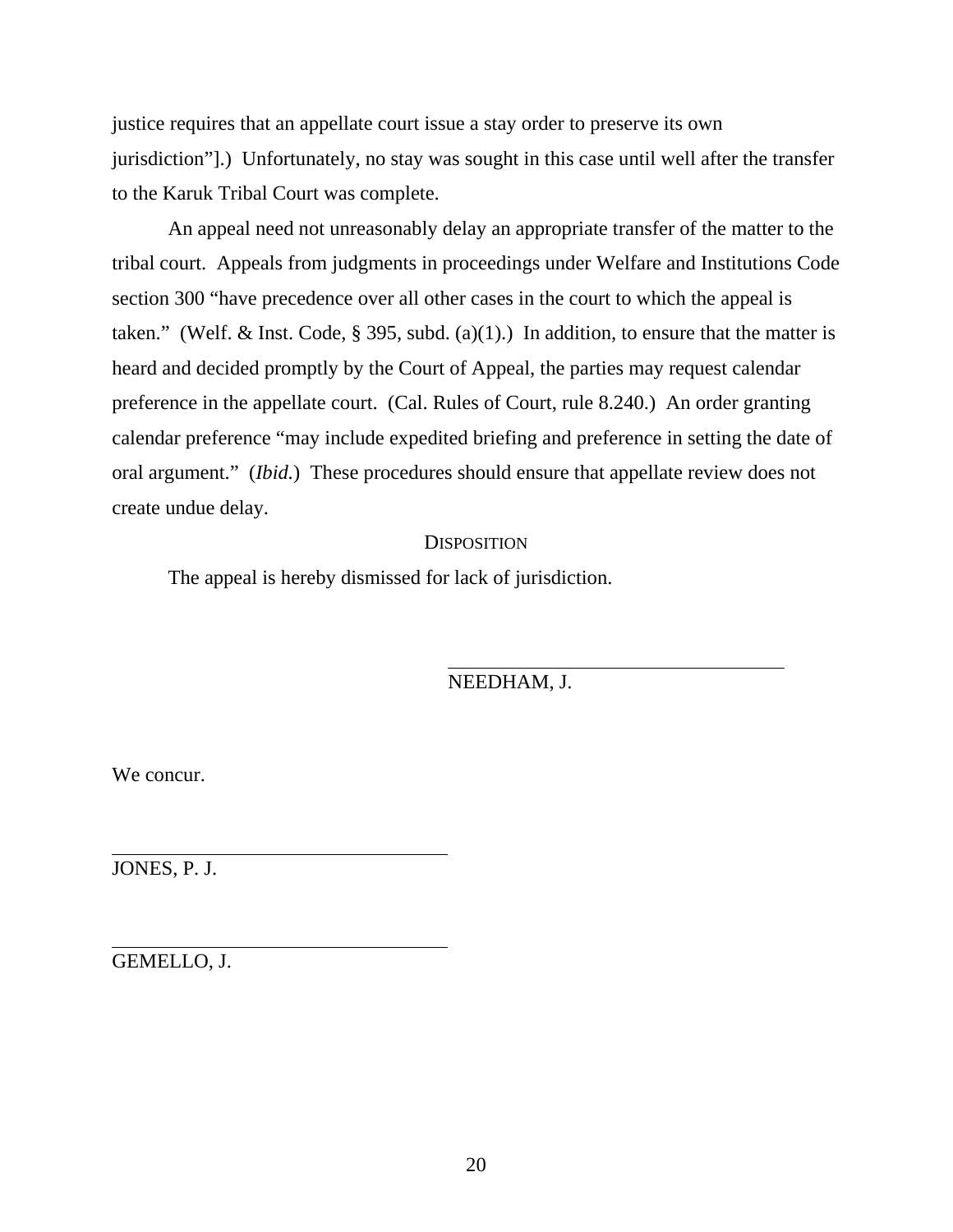justice requires that an appellate court issue a stay order to preserve its own jurisdiction"].) Unfortunately, no stay was sought in this case until well after the transfer to the Karuk Tribal Court was complete.

An appeal need not unreasonably delay an appropriate transfer of the matter to the tribal court. Appeals from judgments in proceedings under Welfare and Institutions Code section 300 "have precedence over all other cases in the court to which the appeal is taken." (Welf. & Inst. Code, § 395, subd. (a)(1).) In addition, to ensure that the matter is heard and decided promptly by the Court of Appeal, the parties may request calendar preference in the appellate court. (Cal. Rules of Court, rule 8.240.) An order granting calendar preference "may include expedited briefing and preference in setting the date of oral argument." (*Ibid.*) These procedures should ensure that appellate review does not create undue delay.

## DISPOSITION

The appeal is hereby dismissed for lack of jurisdiction.

NEEDHAM, J.

We concur.

JONES, P. J.

GEMELLO, J.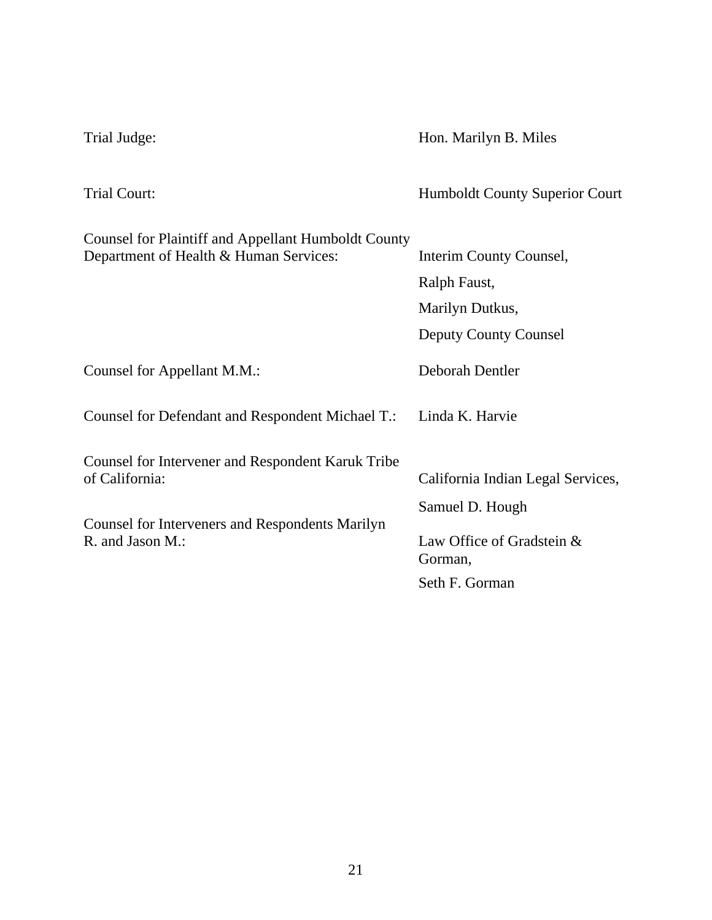| | |
|---|---|
| Trial Judge: | Hon. Marilyn B. Miles |
| Trial Court: | Humboldt County Superior Court |
| Counsel for Plaintiff and Appellant Humboldt County Department of Health & Human Services: | Interim County Counsel,<br>Ralph Faust,<br>Marilyn Dutkus,<br>Deputy County Counsel |
| Counsel for Appellant M.M.: | Deborah Dentler |
| Counsel for Defendant and Respondent Michael T.: | Linda K. Harvie |
| Counsel for Intervener and Respondent Karuk Tribe of California: | California Indian Legal Services,<br>Samuel D. Hough |
| Counsel for Interveners and Respondents Marilyn R. and Jason M.: | Law Office of Gradstein & Gorman,<br>Seth F. Gorman |